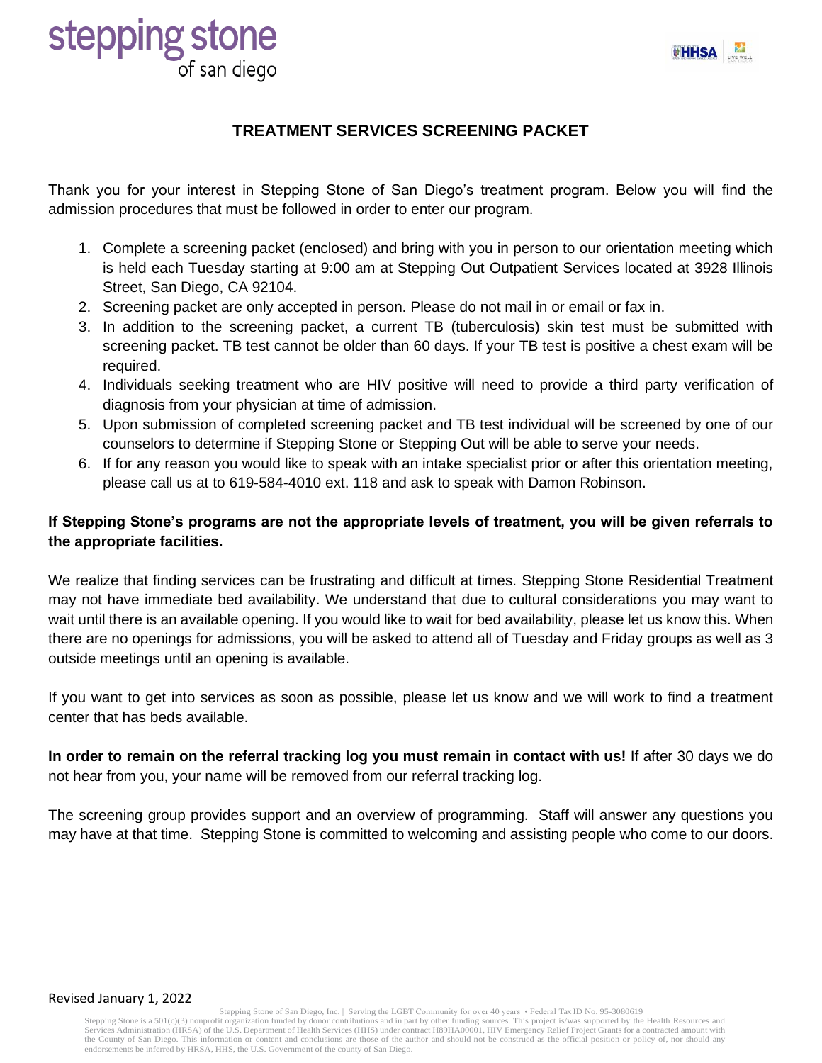stepping stone
of san diego

# TREATMENT SERVICES SCREENING PACKET

Thank you for your interest in Stepping Stone of San Diego's treatment program. Below you will find the admission procedures that must be followed in order to enter our program.

1. Complete a screening packet (enclosed) and bring with you in person to our orientation meeting which is held each Tuesday starting at 9:00 am at Stepping Out Outpatient Services located at 3928 Illinois Street, San Diego, CA 92104.
2. Screening packet are only accepted in person. Please do not mail in or email or fax in.
3. In addition to the screening packet, a current TB (tuberculosis) skin test must be submitted with screening packet. TB test cannot be older than 60 days. If your TB test is positive a chest exam will be required.
4. Individuals seeking treatment who are HIV positive will need to provide a third party verification of diagnosis from your physician at time of admission.
5. Upon submission of completed screening packet and TB test individual will be screened by one of our counselors to determine if Stepping Stone or Stepping Out will be able to serve your needs.
6. If for any reason you would like to speak with an intake specialist prior or after this orientation meeting, please call us at to 619-584-4010 ext. 118 and ask to speak with Damon Robinson.

**If Stepping Stone's programs are not the appropriate levels of treatment, you will be given referrals to the appropriate facilities.**

We realize that finding services can be frustrating and difficult at times. Stepping Stone Residential Treatment may not have immediate bed availability. We understand that due to cultural considerations you may want to wait until there is an available opening. If you would like to wait for bed availability, please let us know this. When there are no openings for admissions, you will be asked to attend all of Tuesday and Friday groups as well as 3 outside meetings until an opening is available.

If you want to get into services as soon as possible, please let us know and we will work to find a treatment center that has beds available.

**In order to remain on the referral tracking log you must remain in contact with us!** If after 30 days we do not hear from you, your name will be removed from our referral tracking log.

The screening group provides support and an overview of programming. Staff will answer any questions you may have at that time. Stepping Stone is committed to welcoming and assisting people who come to our doors.

Revised January 1, 2022

Stepping Stone of San Diego, Inc. | Serving the LGBT Community for over 40 years • Federal Tax ID No. 95-3080619

Stepping Stone is a 501(c)(3) nonprofit organization funded by donor contributions and in part by other funding sources. This project is/was supported by the Health Resources and Services Administration (HRSA) of the U.S. Department of Health Services (HHS) under contract H89HA00001, HIV Emergency Relief Project Grants for a contracted amount with the County of San Diego. This information or content and conclusions are those of the author and should not be construed as the official position or policy of, nor should any endorsements be inferred by HRSA, HHS, the U.S. Government of the county of San Diego.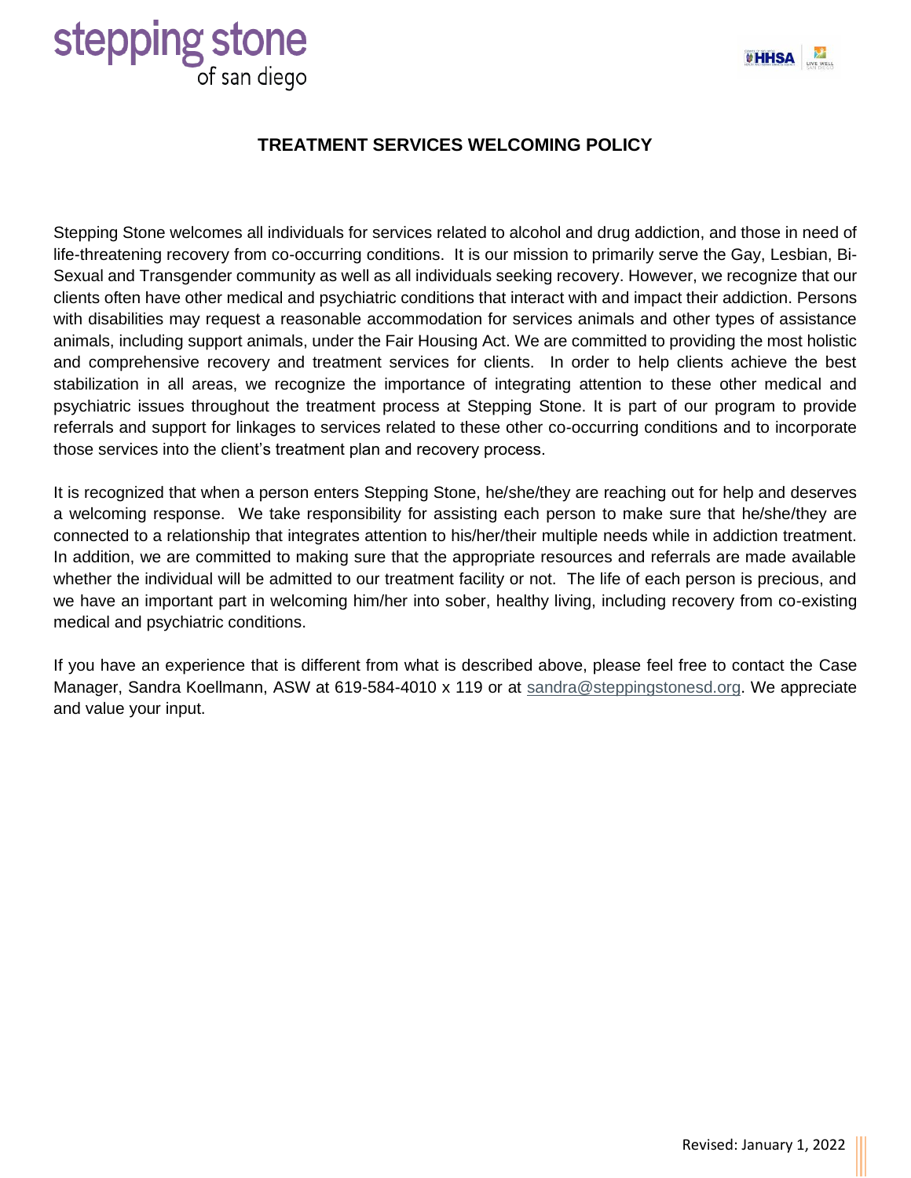stepping stone
of san diego

# TREATMENT SERVICES WELCOMING POLICY

Stepping Stone welcomes all individuals for services related to alcohol and drug addiction, and those in need of life-threatening recovery from co-occurring conditions. It is our mission to primarily serve the Gay, Lesbian, Bi-Sexual and Transgender community as well as all individuals seeking recovery. However, we recognize that our clients often have other medical and psychiatric conditions that interact with and impact their addiction. Persons with disabilities may request a reasonable accommodation for services animals and other types of assistance animals, including support animals, under the Fair Housing Act. We are committed to providing the most holistic and comprehensive recovery and treatment services for clients. In order to help clients achieve the best stabilization in all areas, we recognize the importance of integrating attention to these other medical and psychiatric issues throughout the treatment process at Stepping Stone. It is part of our program to provide referrals and support for linkages to services related to these other co-occurring conditions and to incorporate those services into the client's treatment plan and recovery process.

It is recognized that when a person enters Stepping Stone, he/she/they are reaching out for help and deserves a welcoming response. We take responsibility for assisting each person to make sure that he/she/they are connected to a relationship that integrates attention to his/her/their multiple needs while in addiction treatment. In addition, we are committed to making sure that the appropriate resources and referrals are made available whether the individual will be admitted to our treatment facility or not. The life of each person is precious, and we have an important part in welcoming him/her into sober, healthy living, including recovery from co-existing medical and psychiatric conditions.

If you have an experience that is different from what is described above, please feel free to contact the Case Manager, Sandra Koellmann, ASW at 619-584-4010 x 119 or at sandra@steppingstonesd.org. We appreciate and value your input.

Revised: January 1, 2022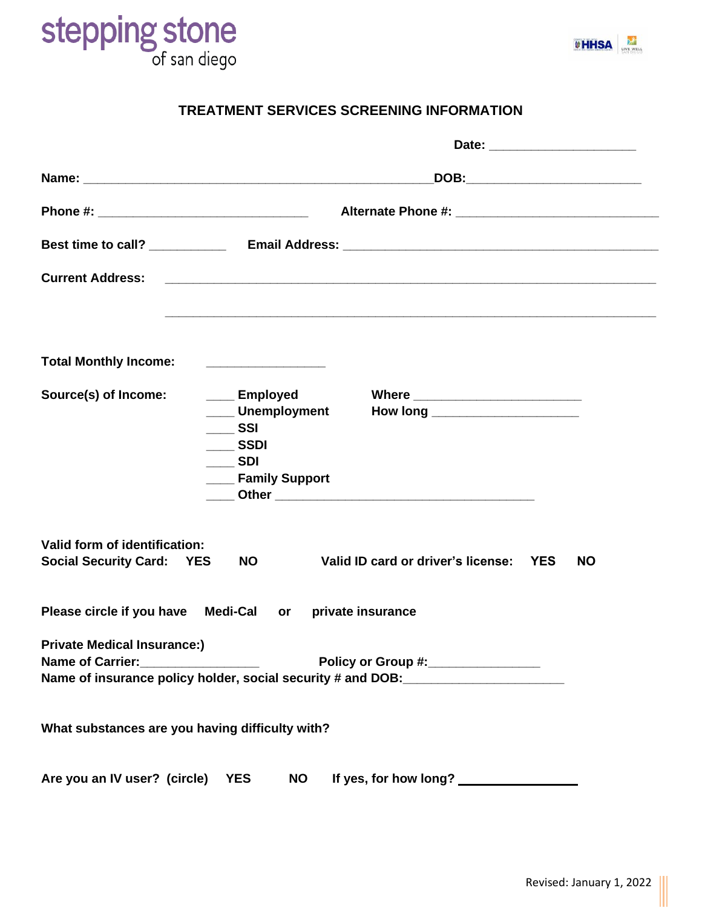stepping stone of san diego

## TREATMENT SERVICES SCREENING INFORMATION

**Date:** ____________________

**Name:** ______________________________________________ **DOB:** ________________________

**Phone #:** ____________________________ **Alternate Phone #:** ____________________________

**Best time to call?** __________ **Email Address:** ___________________________________________

**Current Address:** ___________________________________________________________________

___________________________________________________________________

**Total Monthly Income:** ________________

**Source(s) of Income:**

- ____ **Employed** **Where** ______________________
- ____ **Unemployment** **How long** ____________________
- ____ **SSI**
- ____ **SSDI**
- ____ **SDI**
- ____ **Family Support**
- ____ **Other** ___________________________________

**Valid form of identification:**
**Social Security Card: YES NO** **Valid ID card or driver's license: YES NO**

**Please circle if you have Medi-Cal or private insurance**

**Private Medical Insurance:)**
**Name of Carrier:** ________________ **Policy or Group #:** ______________
**Name of insurance policy holder, social security # and DOB:** ______________________

**What substances are you having difficulty with?**

**Are you an IV user? (circle) YES NO If yes, for how long?** ________________

Revised: January 1, 2022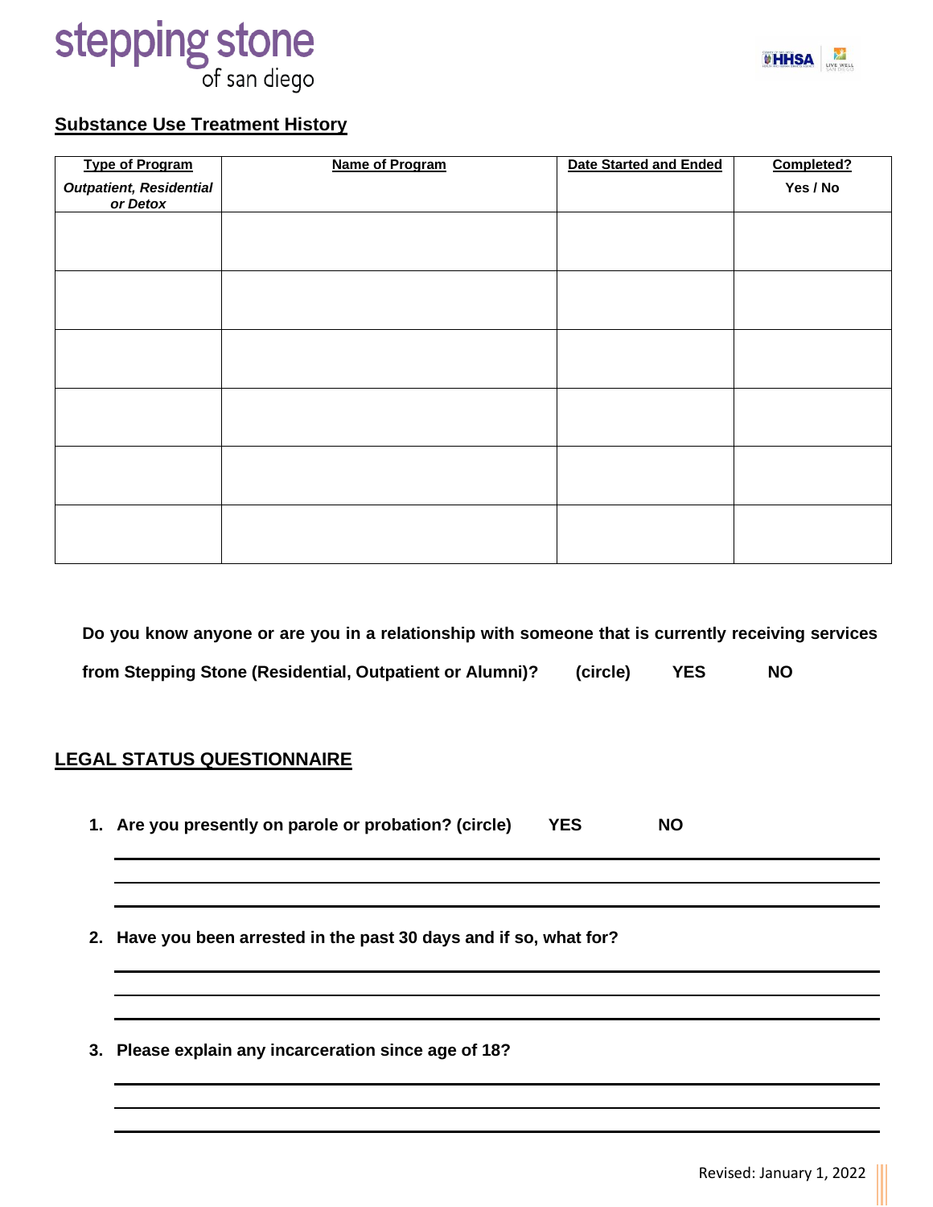## Substance Use Treatment History

| Type of Program<br>*Outpatient, Residential or Detox* | Name of Program | Date Started and Ended | Completed?<br>Yes / No |
|---|---|---|---|
| | | | |
| | | | |
| | | | |
| | | | |
| | | | |
| | | | |

**Do you know anyone or are you in a relationship with someone that is currently receiving services from Stepping Stone (Residential, Outpatient or Alumni)?** (circle) **YES** **NO**

## LEGAL STATUS QUESTIONNAIRE

1. **Are you presently on parole or probation? (circle) YES NO**

   ______________________________________________

   ______________________________________________

   ______________________________________________

2. **Have you been arrested in the past 30 days and if so, what for?**

   ______________________________________________

   ______________________________________________

   ______________________________________________

3. **Please explain any incarceration since age of 18?**

   ______________________________________________

   ______________________________________________

   ______________________________________________

Revised: January 1, 2022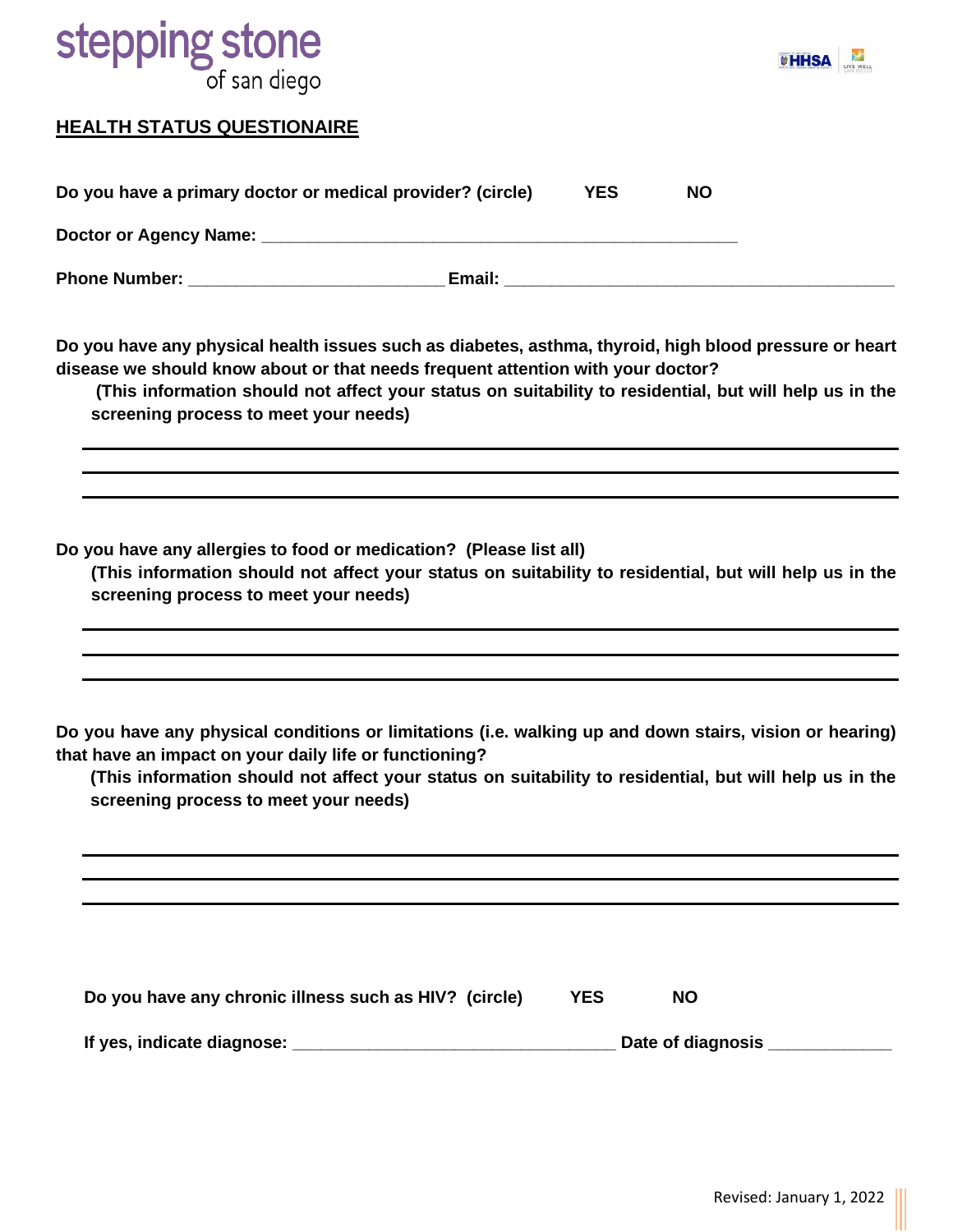stepping stone
of san diego

## HEALTH STATUS QUESTIONAIRE

**Do you have a primary doctor or medical provider? (circle)** **YES** **NO**

**Doctor or Agency Name:** ___________________________________________________

**Phone Number:** ____________________________ **Email:** ___________________________________________

**Do you have any physical health issues such as diabetes, asthma, thyroid, high blood pressure or heart disease we should know about or that needs frequent attention with your doctor?**
**(This information should not affect your status on suitability to residential, but will help us in the screening process to meet your needs)**

______________________________________________________________________________

______________________________________________________________________________

______________________________________________________________________________

**Do you have any allergies to food or medication? (Please list all)**
**(This information should not affect your status on suitability to residential, but will help us in the screening process to meet your needs)**

______________________________________________________________________________

______________________________________________________________________________

______________________________________________________________________________

**Do you have any physical conditions or limitations (i.e. walking up and down stairs, vision or hearing) that have an impact on your daily life or functioning?**
**(This information should not affect your status on suitability to residential, but will help us in the screening process to meet your needs)**

______________________________________________________________________________

______________________________________________________________________________

______________________________________________________________________________

**Do you have any chronic illness such as HIV? (circle)** **YES** **NO**

**If yes, indicate diagnose:** ___________________________________ **Date of diagnosis** _____________

Revised: January 1, 2022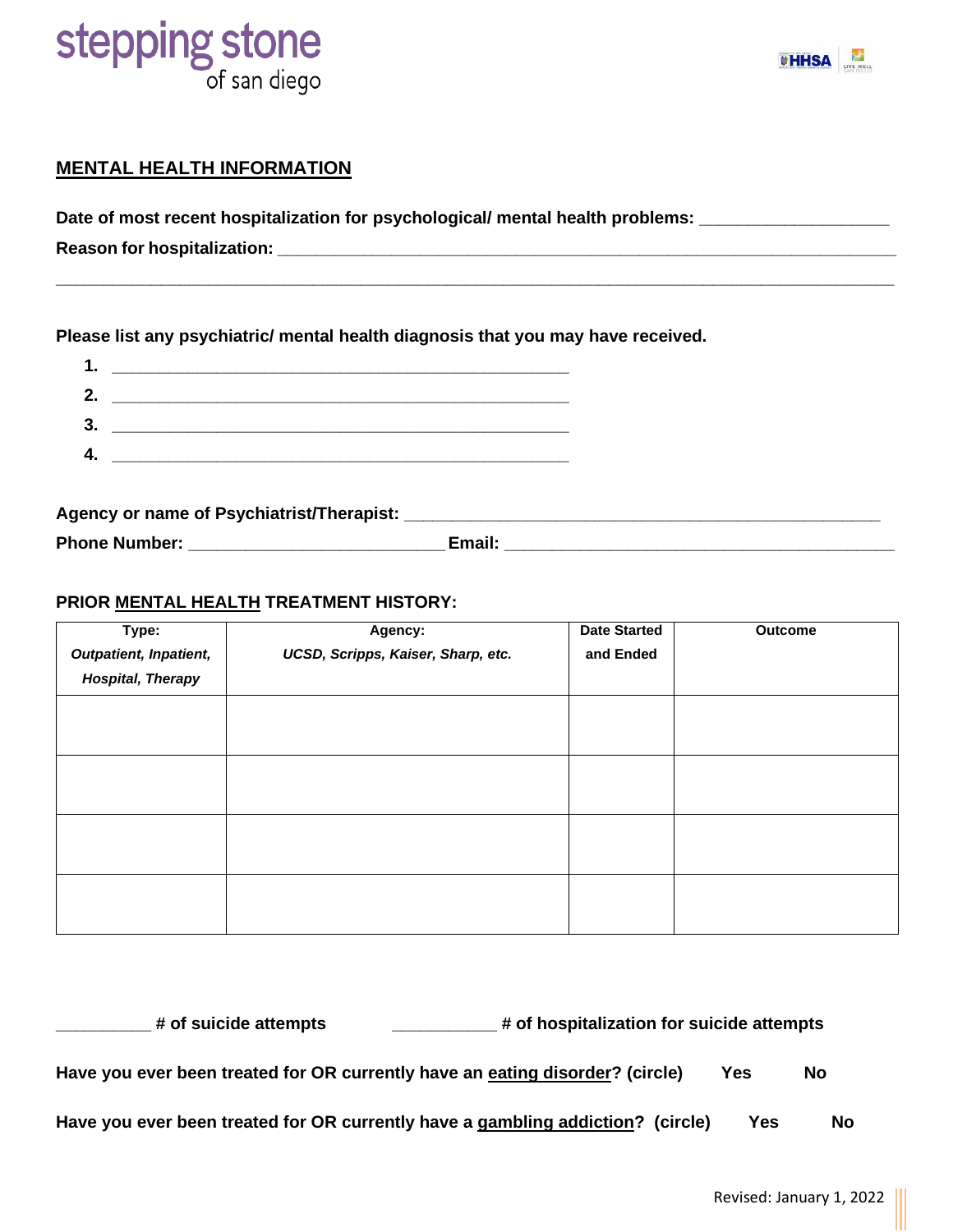## MENTAL HEALTH INFORMATION

**Date of most recent hospitalization for psychological/ mental health problems:** ___________________

**Reason for hospitalization:** ______________________________________________________________

_______________________________________________________________________________________

**Please list any psychiatric/ mental health diagnosis that you may have received.**

1. ____________________________________________
2. ____________________________________________
3. ____________________________________________
4. ____________________________________________

**Agency or name of Psychiatrist/Therapist:** _______________________________________________

**Phone Number:** _________________________ **Email:** _____________________________________

**PRIOR MENTAL HEALTH TREATMENT HISTORY:**

| **Type:** *Outpatient, Inpatient, Hospital, Therapy* | **Agency:** *UCSD, Scripps, Kaiser, Sharp, etc.* | **Date Started and Ended** | **Outcome** |
|---|---|---|---|
| | | | |
| | | | |
| | | | |
| | | | |

_________ **# of suicide attempts** __________ **# of hospitalization for suicide attempts**

**Have you ever been treated for OR currently have an eating disorder? (circle)** **Yes** **No**

**Have you ever been treated for OR currently have a gambling addiction? (circle)** **Yes** **No**

Revised: January 1, 2022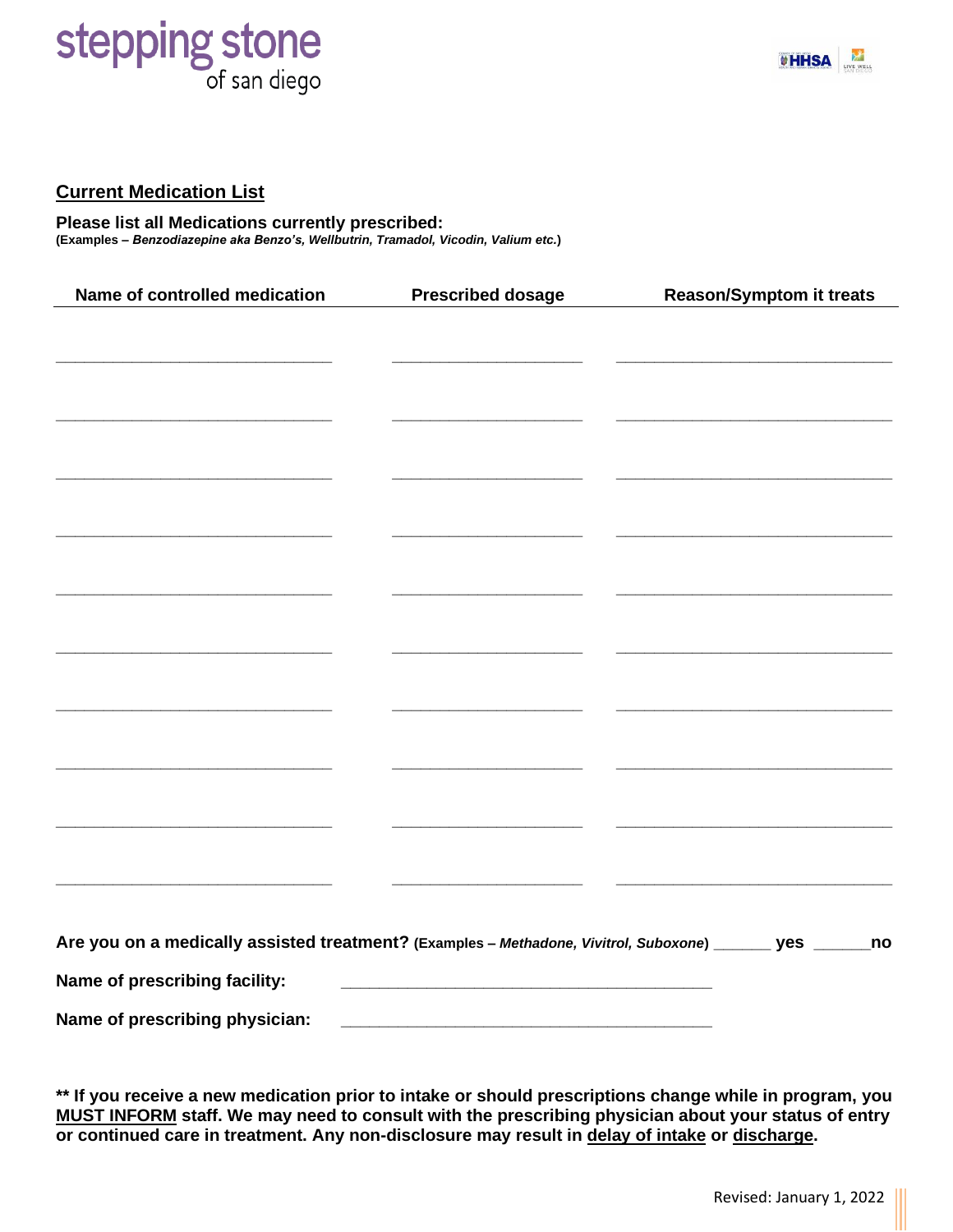stepping stone
of san diego

## Current Medication List

**Please list all Medications currently prescribed:**
**(Examples – *Benzodiazepine aka Benzo's, Wellbutrin, Tramadol, Vicodin, Valium etc.*)**

| Name of controlled medication | Prescribed dosage | Reason/Symptom it treats |
|---|---|---|
| | | |
| | | |
| | | |
| | | |
| | | |
| | | |
| | | |
| | | |
| | | |
| | | |

**Are you on a medically assisted treatment?** **(Examples – *Methadone, Vivitrol, Suboxone*)** ______ **yes** ______**no**

**Name of prescribing facility:** ________________________________________

**Name of prescribing physician:** ________________________________________

**** If you receive a new medication prior to intake or should prescriptions change while in program, you MUST INFORM staff. We may need to consult with the prescribing physician about your status of entry or continued care in treatment. Any non-disclosure may result in delay of intake or discharge.**

Revised: January 1, 2022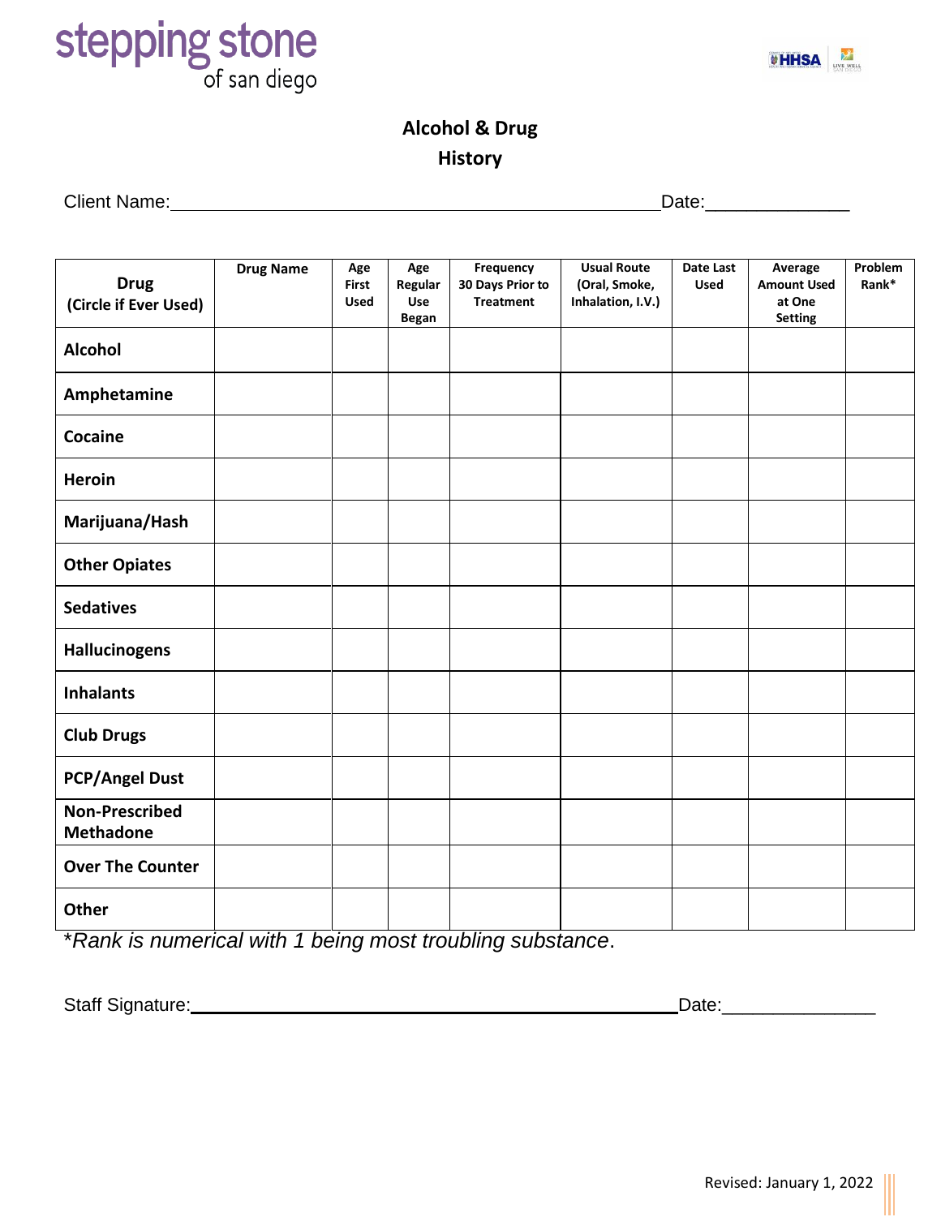stepping stone of san diego

# Alcohol & Drug History

Client Name:_______________________________________________Date:_____________

| Drug (Circle if Ever Used) | Drug Name | Age First Used | Age Regular Use Began | Frequency 30 Days Prior to Treatment | Usual Route (Oral, Smoke, Inhalation, I.V.) | Date Last Used | Average Amount Used at One Setting | Problem Rank* |
|---|---|---|---|---|---|---|---|---|
| **Alcohol** | | | | | | | | |
| **Amphetamine** | | | | | | | | |
| **Cocaine** | | | | | | | | |
| **Heroin** | | | | | | | | |
| **Marijuana/Hash** | | | | | | | | |
| **Other Opiates** | | | | | | | | |
| **Sedatives** | | | | | | | | |
| **Hallucinogens** | | | | | | | | |
| **Inhalants** | | | | | | | | |
| **Club Drugs** | | | | | | | | |
| **PCP/Angel Dust** | | | | | | | | |
| **Non-Prescribed Methadone** | | | | | | | | |
| **Over The Counter** | | | | | | | | |
| **Other** | | | | | | | | |

*\*Rank is numerical with 1 being most troubling substance*.

Staff Signature:_______________________________________________Date:_______________

Revised: January 1, 2022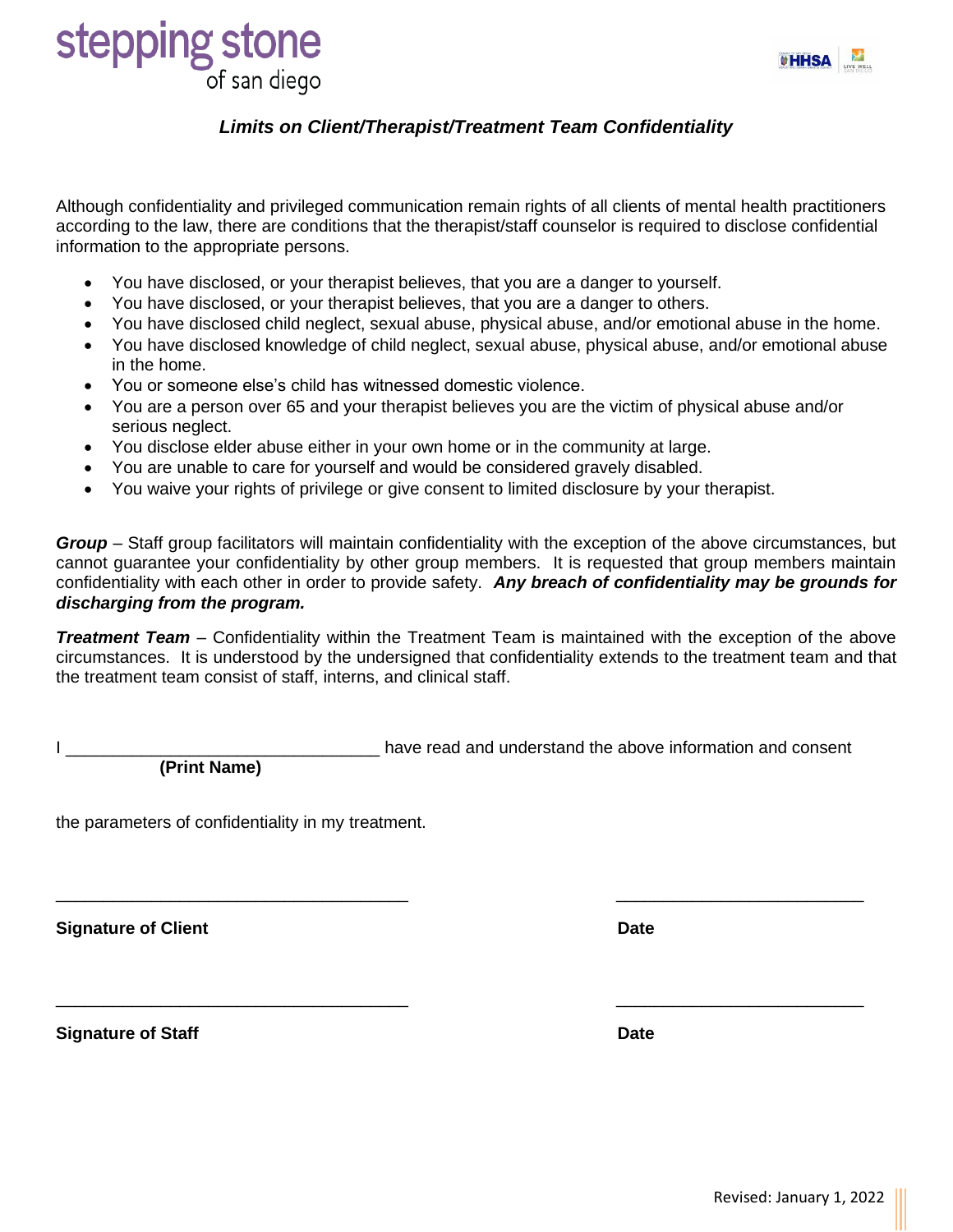stepping stone
of san diego

### *Limits on Client/Therapist/Treatment Team Confidentiality*

Although confidentiality and privileged communication remain rights of all clients of mental health practitioners according to the law, there are conditions that the therapist/staff counselor is required to disclose confidential information to the appropriate persons.

- You have disclosed, or your therapist believes, that you are a danger to yourself.
- You have disclosed, or your therapist believes, that you are a danger to others.
- You have disclosed child neglect, sexual abuse, physical abuse, and/or emotional abuse in the home.
- You have disclosed knowledge of child neglect, sexual abuse, physical abuse, and/or emotional abuse in the home.
- You or someone else's child has witnessed domestic violence.
- You are a person over 65 and your therapist believes you are the victim of physical abuse and/or serious neglect.
- You disclose elder abuse either in your own home or in the community at large.
- You are unable to care for yourself and would be considered gravely disabled.
- You waive your rights of privilege or give consent to limited disclosure by your therapist.

***Group*** – Staff group facilitators will maintain confidentiality with the exception of the above circumstances, but cannot guarantee your confidentiality by other group members. It is requested that group members maintain confidentiality with each other in order to provide safety. ***Any breach of confidentiality may be grounds for discharging from the program.***

***Treatment Team*** – Confidentiality within the Treatment Team is maintained with the exception of the above circumstances. It is understood by the undersigned that confidentiality extends to the treatment team and that the treatment team consist of staff, interns, and clinical staff.

I ________________________________ have read and understand the above information and consent
**(Print Name)**

the parameters of confidentiality in my treatment.

____________________________________ &nbsp;&nbsp;&nbsp;&nbsp; _________________________

**Signature of Client** &nbsp;&nbsp;&nbsp;&nbsp; **Date**

____________________________________ &nbsp;&nbsp;&nbsp;&nbsp; _________________________

**Signature of Staff** &nbsp;&nbsp;&nbsp;&nbsp; **Date**

Revised: January 1, 2022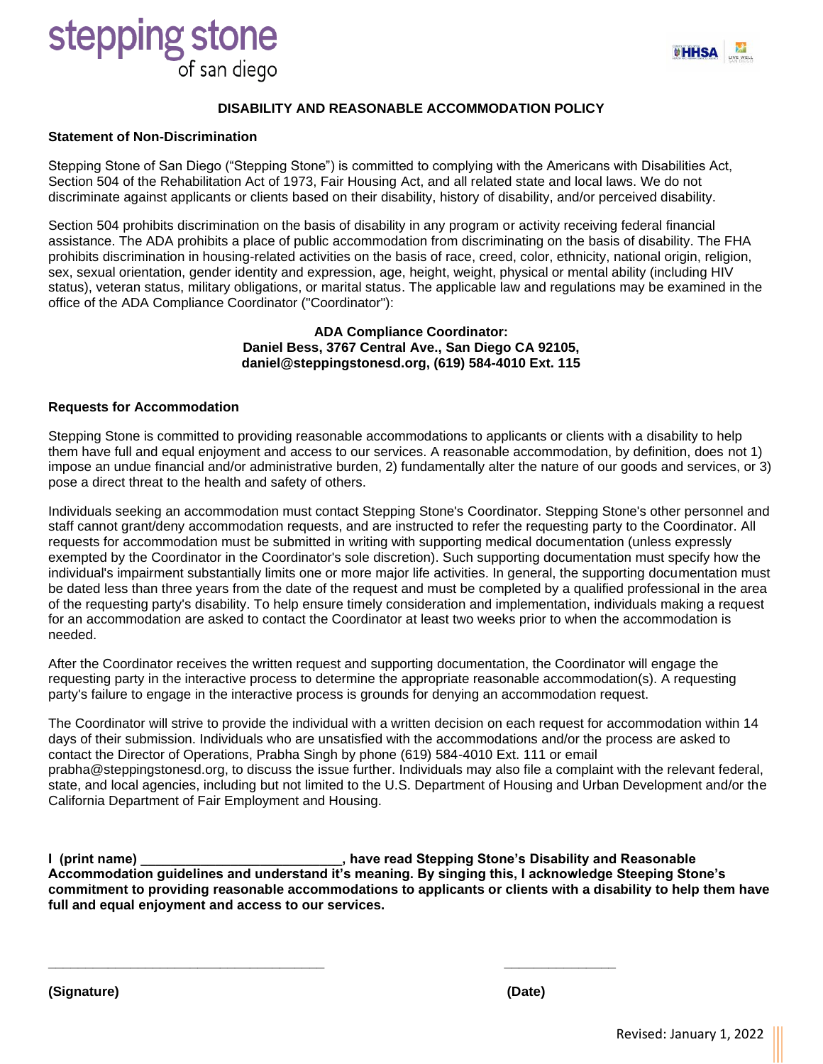stepping stone
of san diego

# DISABILITY AND REASONABLE ACCOMMODATION POLICY

## Statement of Non-Discrimination

Stepping Stone of San Diego ("Stepping Stone") is committed to complying with the Americans with Disabilities Act, Section 504 of the Rehabilitation Act of 1973, Fair Housing Act, and all related state and local laws. We do not discriminate against applicants or clients based on their disability, history of disability, and/or perceived disability.

Section 504 prohibits discrimination on the basis of disability in any program or activity receiving federal financial assistance. The ADA prohibits a place of public accommodation from discriminating on the basis of disability. The FHA prohibits discrimination in housing-related activities on the basis of race, creed, color, ethnicity, national origin, religion, sex, sexual orientation, gender identity and expression, age, height, weight, physical or mental ability (including HIV status), veteran status, military obligations, or marital status. The applicable law and regulations may be examined in the office of the ADA Compliance Coordinator ("Coordinator"):

**ADA Compliance Coordinator:**
**Daniel Bess, 3767 Central Ave., San Diego CA 92105,**
**daniel@steppingstonesd.org, (619) 584-4010 Ext. 115**

## Requests for Accommodation

Stepping Stone is committed to providing reasonable accommodations to applicants or clients with a disability to help them have full and equal enjoyment and access to our services. A reasonable accommodation, by definition, does not 1) impose an undue financial and/or administrative burden, 2) fundamentally alter the nature of our goods and services, or 3) pose a direct threat to the health and safety of others.

Individuals seeking an accommodation must contact Stepping Stone's Coordinator. Stepping Stone's other personnel and staff cannot grant/deny accommodation requests, and are instructed to refer the requesting party to the Coordinator. All requests for accommodation must be submitted in writing with supporting medical documentation (unless expressly exempted by the Coordinator in the Coordinator's sole discretion). Such supporting documentation must specify how the individual's impairment substantially limits one or more major life activities. In general, the supporting documentation must be dated less than three years from the date of the request and must be completed by a qualified professional in the area of the requesting party's disability. To help ensure timely consideration and implementation, individuals making a request for an accommodation are asked to contact the Coordinator at least two weeks prior to when the accommodation is needed.

After the Coordinator receives the written request and supporting documentation, the Coordinator will engage the requesting party in the interactive process to determine the appropriate reasonable accommodation(s). A requesting party's failure to engage in the interactive process is grounds for denying an accommodation request.

The Coordinator will strive to provide the individual with a written decision on each request for accommodation within 14 days of their submission. Individuals who are unsatisfied with the accommodations and/or the process are asked to contact the Director of Operations, Prabha Singh by phone (619) 584-4010 Ext. 111 or email prabha@steppingstonesd.org, to discuss the issue further. Individuals may also file a complaint with the relevant federal, state, and local agencies, including but not limited to the U.S. Department of Housing and Urban Development and/or the California Department of Fair Employment and Housing.

**I (print name) ___________________________, have read Stepping Stone's Disability and Reasonable Accommodation guidelines and understand it's meaning. By singing this, I acknowledge Steeping Stone's commitment to providing reasonable accommodations to applicants or clients with a disability to help them have full and equal enjoyment and access to our services.**

_____________________________________ _______________

**(Signature)** **(Date)**

Revised: January 1, 2022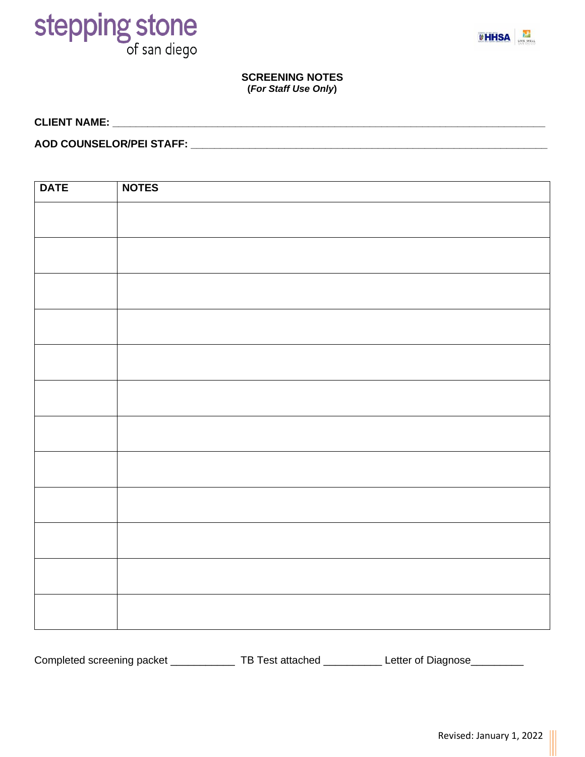stepping stone
of san diego

**SCREENING NOTES**
**(*For Staff Use Only*)**

**CLIENT NAME:** ___________________________________________________________________________

**AOD COUNSELOR/PEI STAFF:** ______________________________________________________________

| DATE | NOTES |
|---|---|
| | |
| | |
| | |
| | |
| | |
| | |
| | |
| | |
| | |
| | |
| | |
| | |

Completed screening packet ___________ TB Test attached __________ Letter of Diagnose_________

Revised: January 1, 2022